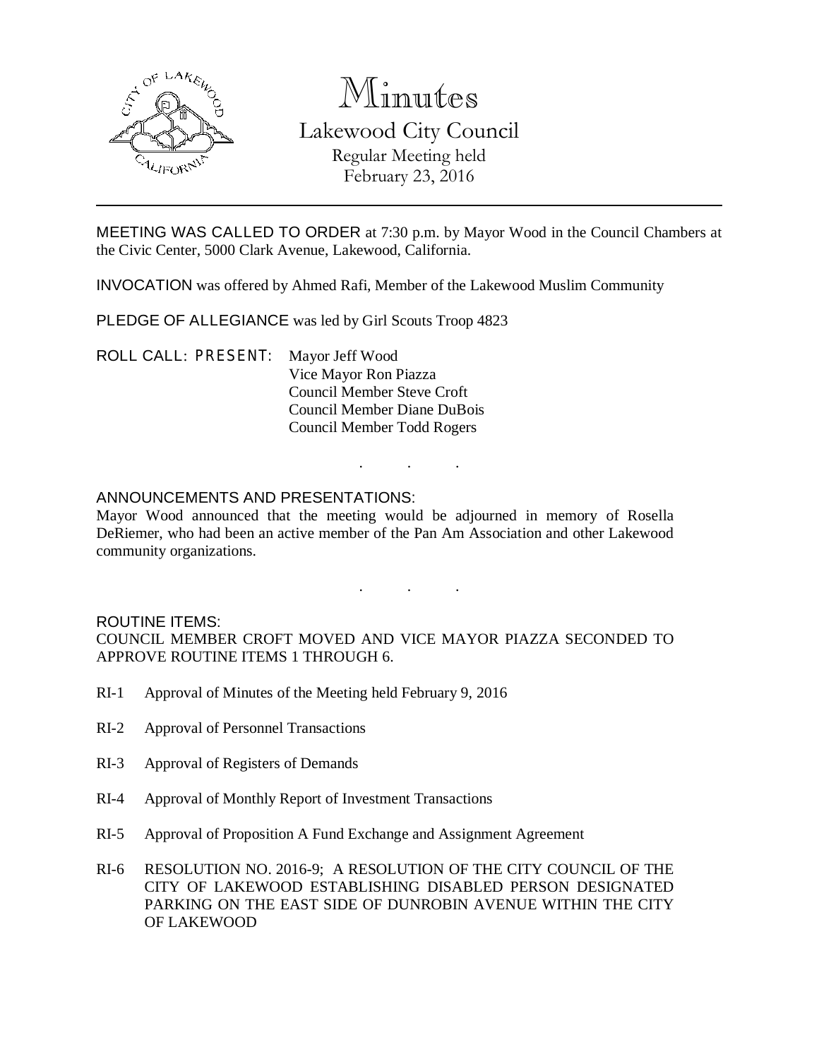# Minutes

## Lakewood City Council

Regular Meeting held
February 23, 2016

---

MEETING WAS CALLED TO ORDER at 7:30 p.m. by Mayor Wood in the Council Chambers at the Civic Center, 5000 Clark Avenue, Lakewood, California.

INVOCATION was offered by Ahmed Rafi, Member of the Lakewood Muslim Community

PLEDGE OF ALLEGIANCE was led by Girl Scouts Troop 4823

ROLL CALL: PRESENT: Mayor Jeff Wood
Vice Mayor Ron Piazza
Council Member Steve Croft
Council Member Diane DuBois
Council Member Todd Rogers

. . .

ANNOUNCEMENTS AND PRESENTATIONS:
Mayor Wood announced that the meeting would be adjourned in memory of Rosella DeRiemer, who had been an active member of the Pan Am Association and other Lakewood community organizations.

. . .

ROUTINE ITEMS:
COUNCIL MEMBER CROFT MOVED AND VICE MAYOR PIAZZA SECONDED TO APPROVE ROUTINE ITEMS 1 THROUGH 6.

RI-1 Approval of Minutes of the Meeting held February 9, 2016

RI-2 Approval of Personnel Transactions

RI-3 Approval of Registers of Demands

RI-4 Approval of Monthly Report of Investment Transactions

RI-5 Approval of Proposition A Fund Exchange and Assignment Agreement

RI-6 RESOLUTION NO. 2016-9; A RESOLUTION OF THE CITY COUNCIL OF THE CITY OF LAKEWOOD ESTABLISHING DISABLED PERSON DESIGNATED PARKING ON THE EAST SIDE OF DUNROBIN AVENUE WITHIN THE CITY OF LAKEWOOD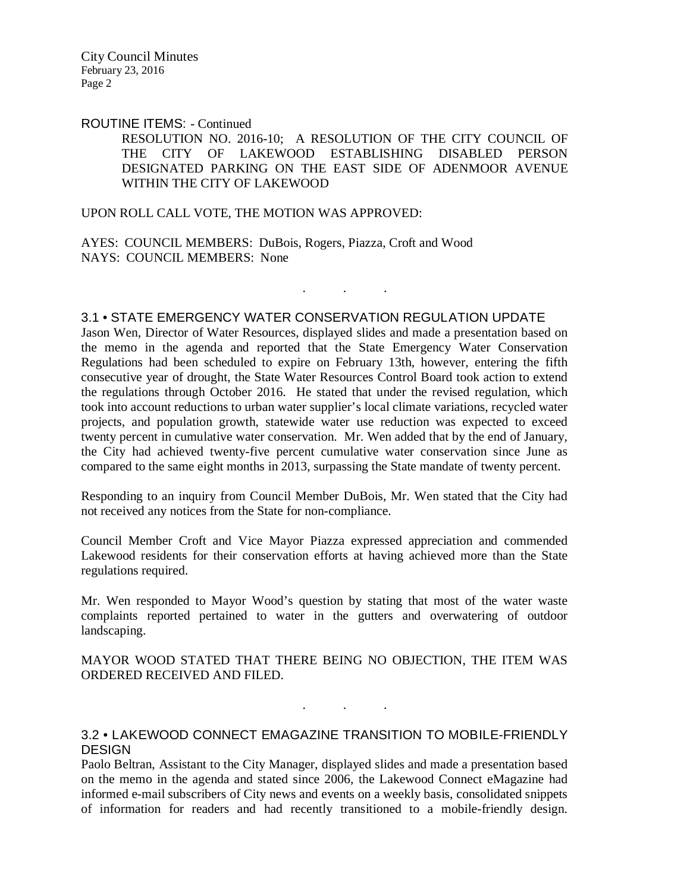ROUTINE ITEMS: - Continued

RESOLUTION NO. 2016-10; A RESOLUTION OF THE CITY COUNCIL OF THE CITY OF LAKEWOOD ESTABLISHING DISABLED PERSON DESIGNATED PARKING ON THE EAST SIDE OF ADENMOOR AVENUE WITHIN THE CITY OF LAKEWOOD

UPON ROLL CALL VOTE, THE MOTION WAS APPROVED:

AYES: COUNCIL MEMBERS: DuBois, Rogers, Piazza, Croft and Wood
NAYS: COUNCIL MEMBERS: None

. . .

### 3.1 • STATE EMERGENCY WATER CONSERVATION REGULATION UPDATE

Jason Wen, Director of Water Resources, displayed slides and made a presentation based on the memo in the agenda and reported that the State Emergency Water Conservation Regulations had been scheduled to expire on February 13th, however, entering the fifth consecutive year of drought, the State Water Resources Control Board took action to extend the regulations through October 2016. He stated that under the revised regulation, which took into account reductions to urban water supplier's local climate variations, recycled water projects, and population growth, statewide water use reduction was expected to exceed twenty percent in cumulative water conservation. Mr. Wen added that by the end of January, the City had achieved twenty-five percent cumulative water conservation since June as compared to the same eight months in 2013, surpassing the State mandate of twenty percent.

Responding to an inquiry from Council Member DuBois, Mr. Wen stated that the City had not received any notices from the State for non-compliance.

Council Member Croft and Vice Mayor Piazza expressed appreciation and commended Lakewood residents for their conservation efforts at having achieved more than the State regulations required.

Mr. Wen responded to Mayor Wood's question by stating that most of the water waste complaints reported pertained to water in the gutters and overwatering of outdoor landscaping.

MAYOR WOOD STATED THAT THERE BEING NO OBJECTION, THE ITEM WAS ORDERED RECEIVED AND FILED.

. . .

### 3.2 • LAKEWOOD CONNECT EMAGAZINE TRANSITION TO MOBILE-FRIENDLY DESIGN

Paolo Beltran, Assistant to the City Manager, displayed slides and made a presentation based on the memo in the agenda and stated since 2006, the Lakewood Connect eMagazine had informed e-mail subscribers of City news and events on a weekly basis, consolidated snippets of information for readers and had recently transitioned to a mobile-friendly design.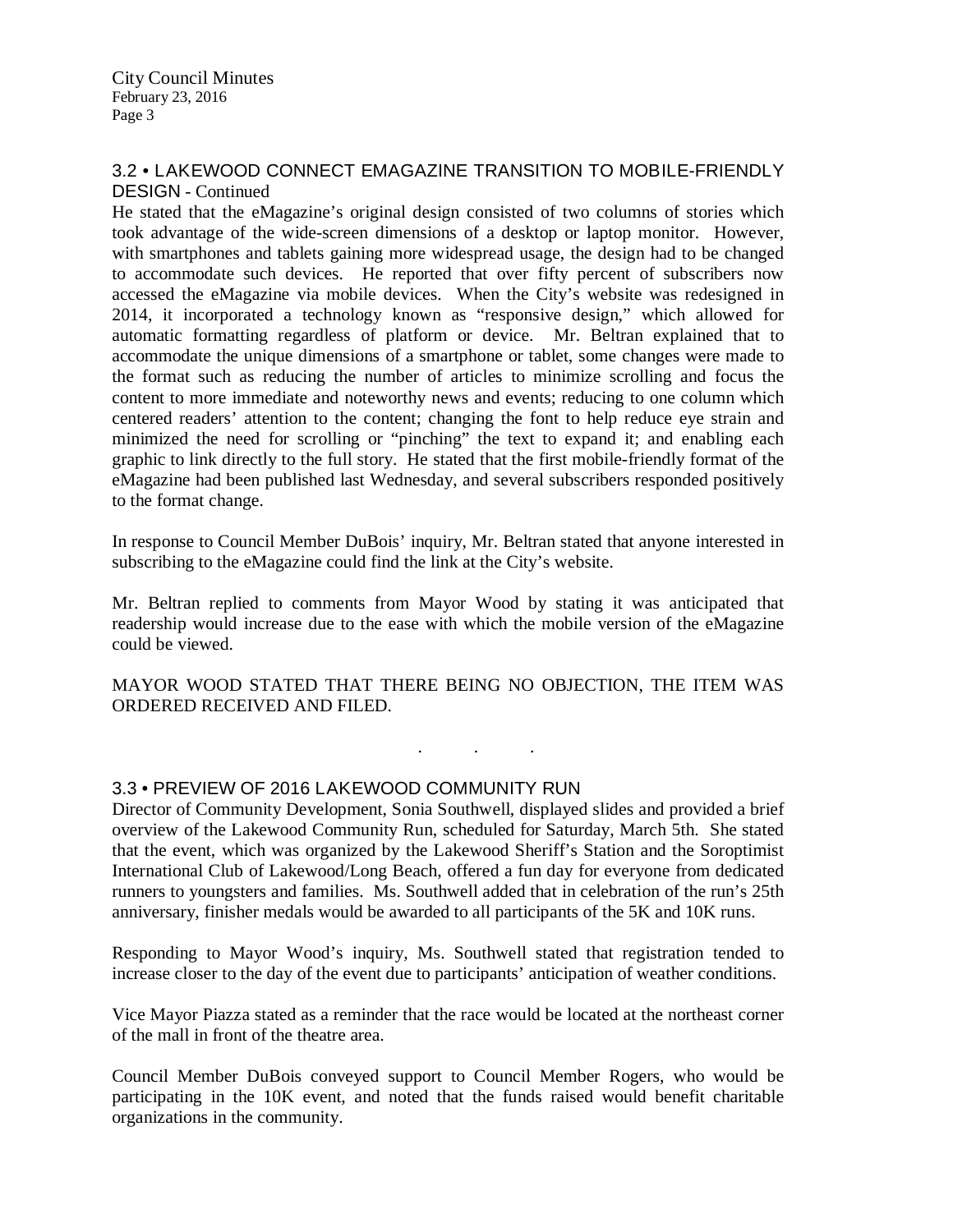### 3.2 • LAKEWOOD CONNECT EMAGAZINE TRANSITION TO MOBILE-FRIENDLY DESIGN - Continued

He stated that the eMagazine's original design consisted of two columns of stories which took advantage of the wide-screen dimensions of a desktop or laptop monitor. However, with smartphones and tablets gaining more widespread usage, the design had to be changed to accommodate such devices. He reported that over fifty percent of subscribers now accessed the eMagazine via mobile devices. When the City's website was redesigned in 2014, it incorporated a technology known as "responsive design," which allowed for automatic formatting regardless of platform or device. Mr. Beltran explained that to accommodate the unique dimensions of a smartphone or tablet, some changes were made to the format such as reducing the number of articles to minimize scrolling and focus the content to more immediate and noteworthy news and events; reducing to one column which centered readers' attention to the content; changing the font to help reduce eye strain and minimized the need for scrolling or "pinching" the text to expand it; and enabling each graphic to link directly to the full story. He stated that the first mobile-friendly format of the eMagazine had been published last Wednesday, and several subscribers responded positively to the format change.

In response to Council Member DuBois' inquiry, Mr. Beltran stated that anyone interested in subscribing to the eMagazine could find the link at the City's website.

Mr. Beltran replied to comments from Mayor Wood by stating it was anticipated that readership would increase due to the ease with which the mobile version of the eMagazine could be viewed.

MAYOR WOOD STATED THAT THERE BEING NO OBJECTION, THE ITEM WAS ORDERED RECEIVED AND FILED.

. . .

### 3.3 • PREVIEW OF 2016 LAKEWOOD COMMUNITY RUN

Director of Community Development, Sonia Southwell, displayed slides and provided a brief overview of the Lakewood Community Run, scheduled for Saturday, March 5th. She stated that the event, which was organized by the Lakewood Sheriff's Station and the Soroptimist International Club of Lakewood/Long Beach, offered a fun day for everyone from dedicated runners to youngsters and families. Ms. Southwell added that in celebration of the run's 25th anniversary, finisher medals would be awarded to all participants of the 5K and 10K runs.

Responding to Mayor Wood's inquiry, Ms. Southwell stated that registration tended to increase closer to the day of the event due to participants' anticipation of weather conditions.

Vice Mayor Piazza stated as a reminder that the race would be located at the northeast corner of the mall in front of the theatre area.

Council Member DuBois conveyed support to Council Member Rogers, who would be participating in the 10K event, and noted that the funds raised would benefit charitable organizations in the community.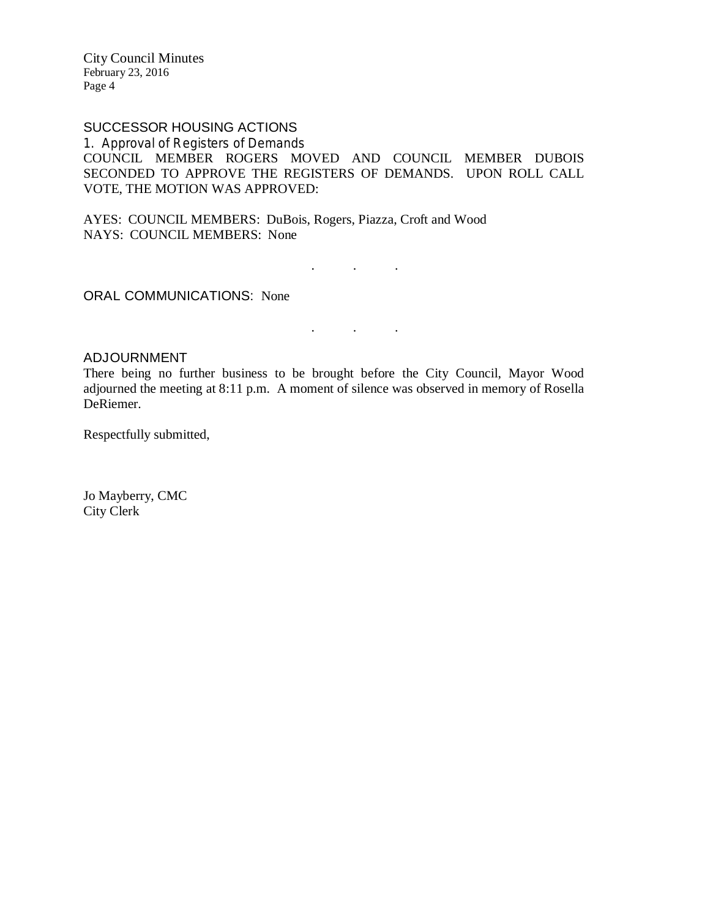## SUCCESSOR HOUSING ACTIONS

*1. Approval of Registers of Demands*

COUNCIL MEMBER ROGERS MOVED AND COUNCIL MEMBER DUBOIS SECONDED TO APPROVE THE REGISTERS OF DEMANDS. UPON ROLL CALL VOTE, THE MOTION WAS APPROVED:

AYES: COUNCIL MEMBERS: DuBois, Rogers, Piazza, Croft and Wood
NAYS: COUNCIL MEMBERS: None

. . .

## ORAL COMMUNICATIONS: None

. . .

## ADJOURNMENT

There being no further business to be brought before the City Council, Mayor Wood adjourned the meeting at 8:11 p.m. A moment of silence was observed in memory of Rosella DeRiemer.

Respectfully submitted,

Jo Mayberry, CMC
City Clerk